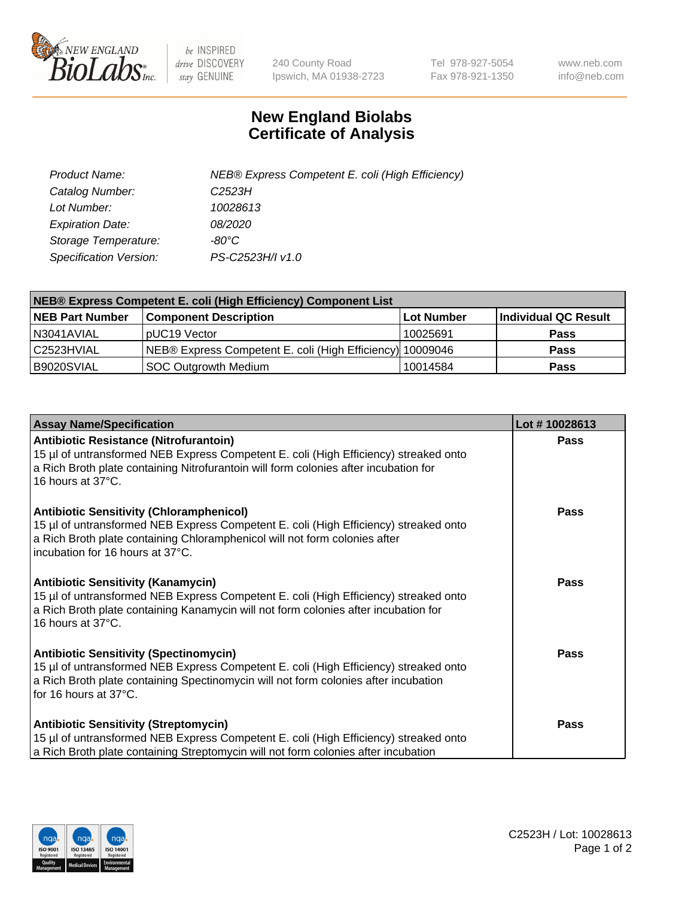NEW ENGLAND BioLabs Inc. — be INSPIRED drive DISCOVERY stay GENUINE

240 County Road
Ipswich, MA 01938-2723

Tel 978-927-5054
Fax 978-921-1350

www.neb.com
info@neb.com

# New England Biolabs
# Certificate of Analysis

| | |
|---|---|
| *Product Name:* | *NEB® Express Competent E. coli (High Efficiency)* |
| *Catalog Number:* | *C2523H* |
| *Lot Number:* | *10028613* |
| *Expiration Date:* | *08/2020* |
| *Storage Temperature:* | *-80°C* |
| *Specification Version:* | *PS-C2523H/I v1.0* |

| **NEB® Express Competent E. coli (High Efficiency) Component List** | | | |
|---|---|---|---|
| **NEB Part Number** | **Component Description** | **Lot Number** | **Individual QC Result** |
| N3041AVIAL | pUC19 Vector | 10025691 | **Pass** |
| C2523HVIAL | NEB® Express Competent E. coli (High Efficiency) | 10009046 | **Pass** |
| B9020SVIAL | SOC Outgrowth Medium | 10014584 | **Pass** |

| **Assay Name/Specification** | **Lot # 10028613** |
|---|---|
| **Antibiotic Resistance (Nitrofurantoin)**<br>15 µl of untransformed NEB Express Competent E. coli (High Efficiency) streaked onto a Rich Broth plate containing Nitrofurantoin will form colonies after incubation for 16 hours at 37°C. | **Pass** |
| **Antibiotic Sensitivity (Chloramphenicol)**<br>15 µl of untransformed NEB Express Competent E. coli (High Efficiency) streaked onto a Rich Broth plate containing Chloramphenicol will not form colonies after incubation for 16 hours at 37°C. | **Pass** |
| **Antibiotic Sensitivity (Kanamycin)**<br>15 µl of untransformed NEB Express Competent E. coli (High Efficiency) streaked onto a Rich Broth plate containing Kanamycin will not form colonies after incubation for 16 hours at 37°C. | **Pass** |
| **Antibiotic Sensitivity (Spectinomycin)**<br>15 µl of untransformed NEB Express Competent E. coli (High Efficiency) streaked onto a Rich Broth plate containing Spectinomycin will not form colonies after incubation for 16 hours at 37°C. | **Pass** |
| **Antibiotic Sensitivity (Streptomycin)**<br>15 µl of untransformed NEB Express Competent E. coli (High Efficiency) streaked onto a Rich Broth plate containing Streptomycin will not form colonies after incubation | **Pass** |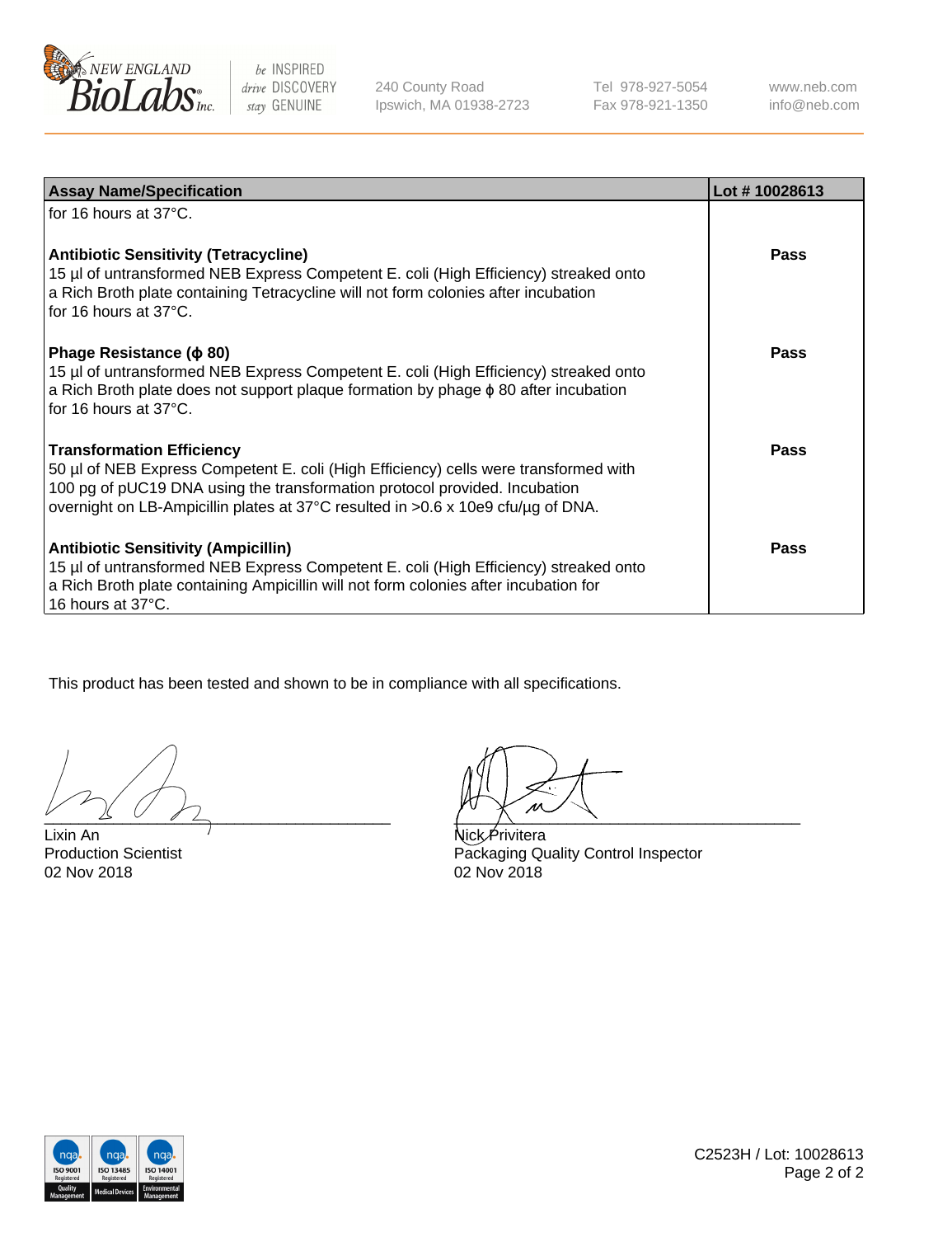| Assay Name/Specification | Lot # 10028613 |
|---|---|
| for 16 hours at 37°C. | |
| **Antibiotic Sensitivity (Tetracycline)**<br>15 µl of untransformed NEB Express Competent E. coli (High Efficiency) streaked onto a Rich Broth plate containing Tetracycline will not form colonies after incubation for 16 hours at 37°C. | **Pass** |
| **Phage Resistance (ϕ 80)**<br>15 µl of untransformed NEB Express Competent E. coli (High Efficiency) streaked onto a Rich Broth plate does not support plaque formation by phage ϕ 80 after incubation for 16 hours at 37°C. | **Pass** |
| **Transformation Efficiency**<br>50 µl of NEB Express Competent E. coli (High Efficiency) cells were transformed with 100 pg of pUC19 DNA using the transformation protocol provided. Incubation overnight on LB-Ampicillin plates at 37°C resulted in >0.6 x 10e9 cfu/µg of DNA. | **Pass** |
| **Antibiotic Sensitivity (Ampicillin)**<br>15 µl of untransformed NEB Express Competent E. coli (High Efficiency) streaked onto a Rich Broth plate containing Ampicillin will not form colonies after incubation for 16 hours at 37°C. | **Pass** |

This product has been tested and shown to be in compliance with all specifications.

Lixin An
Production Scientist
02 Nov 2018

Nick Privitera
Packaging Quality Control Inspector
02 Nov 2018

C2523H / Lot: 10028613